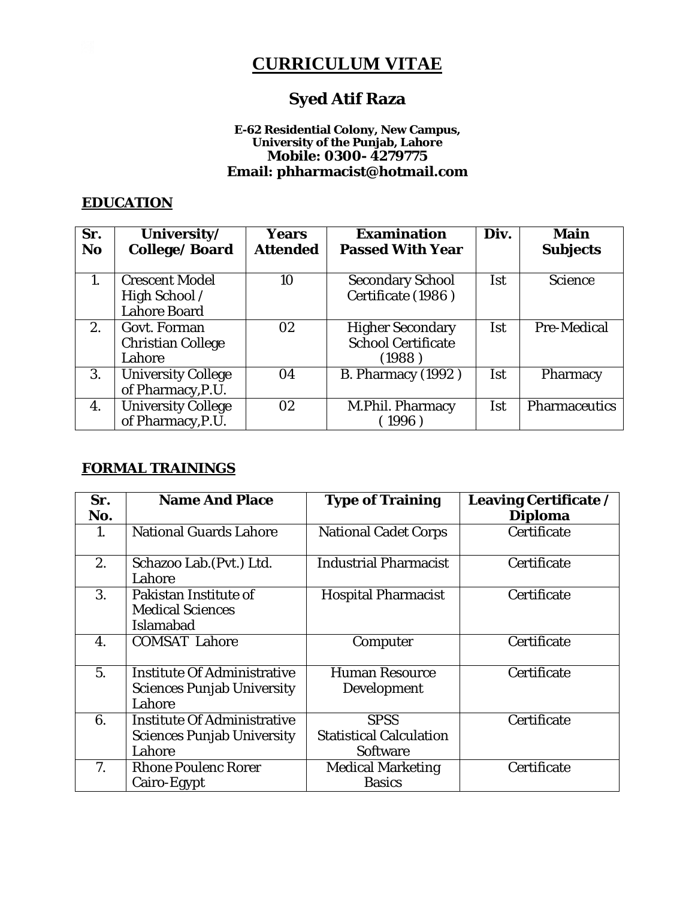# CURRICULUM VITAE

## Syed Atif Raza

**E-62 Residential Colony, New Campus,**
**University of the Punjab, Lahore**
**Mobile: 0300- 4279775**
**Email: phharmacist@hotmail.com**

### EDUCATION

| Sr. No | University/ College/ Board | Years Attended | Examination Passed With Year | Div. | Main Subjects |
|---|---|---|---|---|---|
| 1. | Crescent Model High School / Lahore Board | 10 | Secondary School Certificate (1986 ) | Ist | Science |
| 2. | Govt. Forman Christian College Lahore | 02 | Higher Secondary School Certificate (1988 ) | Ist | Pre-Medical |
| 3. | University College of Pharmacy,P.U. | 04 | B. Pharmacy (1992 ) | Ist | Pharmacy |
| 4. | University College of Pharmacy,P.U. | 02 | M.Phil. Pharmacy ( 1996 ) | Ist | Pharmaceutics |

### FORMAL TRAININGS

| Sr. No. | Name And Place | Type of Training | Leaving Certificate / Diploma |
|---|---|---|---|
| 1. | National Guards Lahore | National Cadet Corps | Certificate |
| 2. | Schazoo Lab.(Pvt.) Ltd. Lahore | Industrial Pharmacist | Certificate |
| 3. | Pakistan Institute of Medical Sciences Islamabad | Hospital Pharmacist | Certificate |
| 4. | COMSAT Lahore | Computer | Certificate |
| 5. | Institute Of Administrative Sciences Punjab University Lahore | Human Resource Development | Certificate |
| 6. | Institute Of Administrative Sciences Punjab University Lahore | SPSS Statistical Calculation Software | Certificate |
| 7. | Rhone Poulenc Rorer Cairo-Egypt | Medical Marketing Basics | Certificate |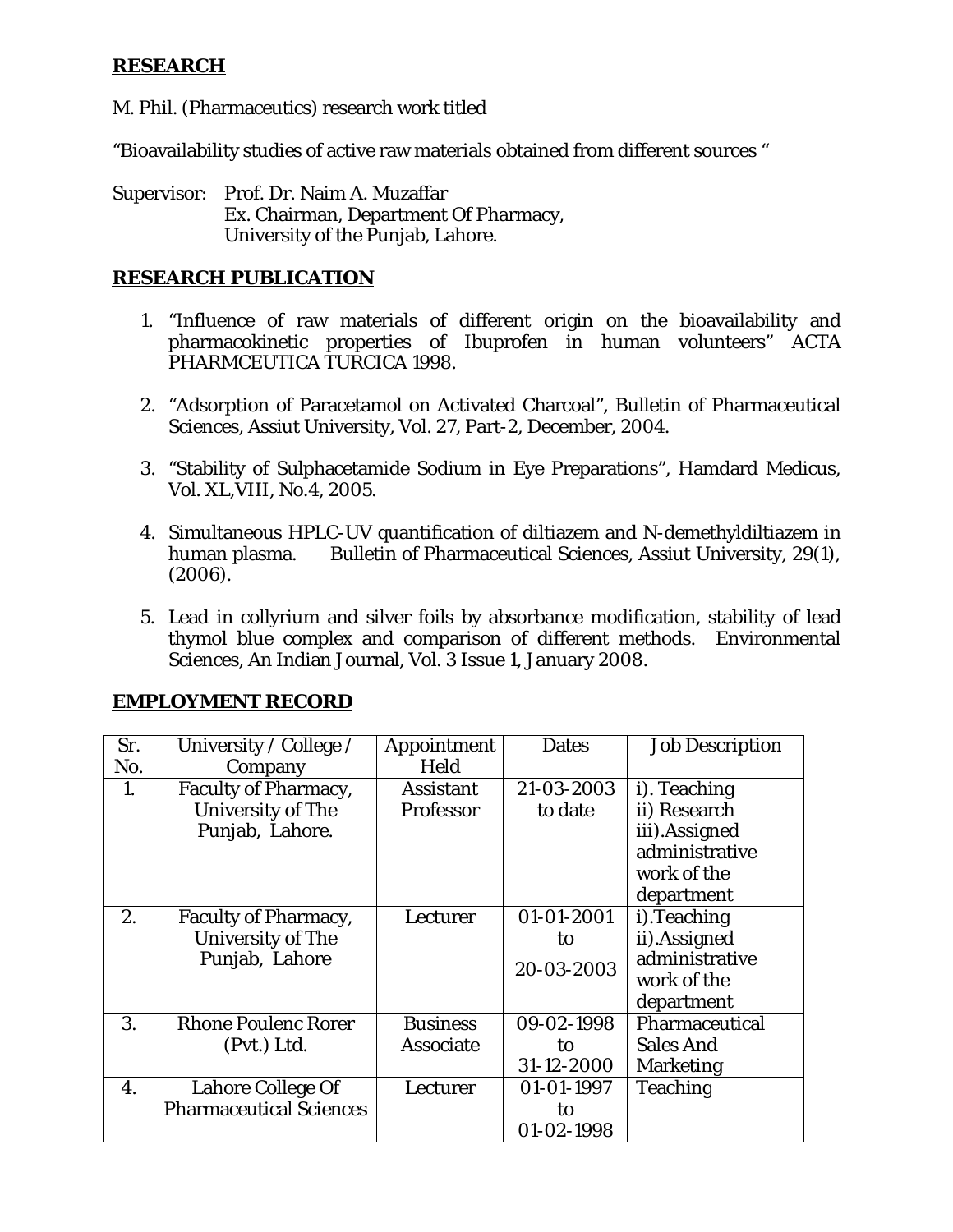## RESEARCH

M. Phil. (Pharmaceutics) research work titled

"Bioavailability studies of active raw materials obtained from different sources "

Supervisor: Prof. Dr. Naim A. Muzaffar
Ex. Chairman, Department Of Pharmacy,
University of the Punjab, Lahore.

## RESEARCH PUBLICATION

1. "Influence of raw materials of different origin on the bioavailability and pharmacokinetic properties of Ibuprofen in human volunteers" ACTA PHARMCEUTICA TURCICA 1998.

2. "Adsorption of Paracetamol on Activated Charcoal", Bulletin of Pharmaceutical Sciences, Assiut University, Vol. 27, Part-2, December, 2004.

3. "Stability of Sulphacetamide Sodium in Eye Preparations", Hamdard Medicus, Vol. XL,VIII, No.4, 2005.

4. Simultaneous HPLC-UV quantification of diltiazem and N-demethyldiltiazem in human plasma. Bulletin of Pharmaceutical Sciences, Assiut University, 29(1), (2006).

5. Lead in collyrium and silver foils by absorbance modification, stability of lead thymol blue complex and comparison of different methods. Environmental Sciences, An Indian Journal, Vol. 3 Issue 1, January 2008.

## EMPLOYMENT RECORD

| Sr. No. | University / College / Company | Appointment Held | Dates | Job Description |
|---|---|---|---|---|
| 1. | Faculty of Pharmacy, University of The Punjab, Lahore. | Assistant Professor | 21-03-2003 to date | i). Teaching ii) Research iii).Assigned administrative work of the department |
| 2. | Faculty of Pharmacy, University of The Punjab, Lahore | Lecturer | 01-01-2001 to 20-03-2003 | i).Teaching ii).Assigned administrative work of the department |
| 3. | Rhone Poulenc Rorer (Pvt.) Ltd. | Business Associate | 09-02-1998 to 31-12-2000 | Pharmaceutical Sales And Marketing |
| 4. | Lahore College Of Pharmaceutical Sciences | Lecturer | 01-01-1997 to 01-02-1998 | Teaching |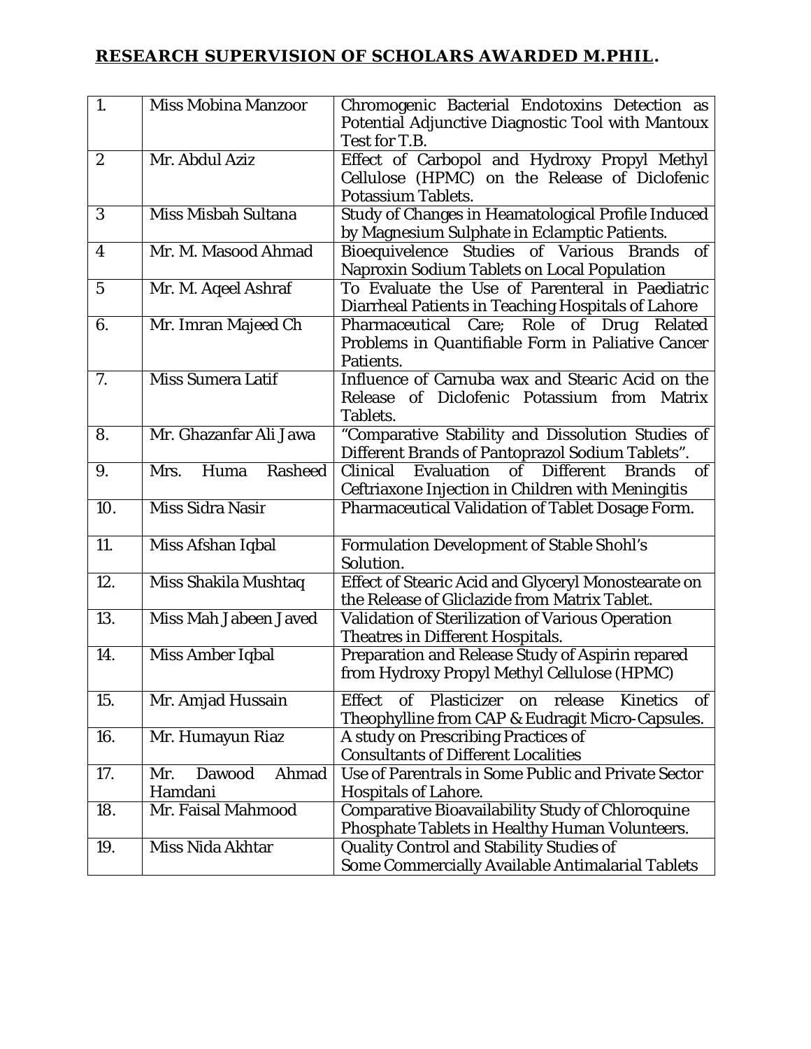## **RESEARCH SUPERVISION OF SCHOLARS AWARDED M.PHIL.**

| | | |
|---|---|---|
| 1. | Miss Mobina Manzoor | Chromogenic Bacterial Endotoxins Detection as Potential Adjunctive Diagnostic Tool with Mantoux Test for T.B. |
| 2 | Mr. Abdul Aziz | Effect of Carbopol and Hydroxy Propyl Methyl Cellulose (HPMC) on the Release of Diclofenic Potassium Tablets. |
| 3 | Miss Misbah Sultana | Study of Changes in Heamatological Profile Induced by Magnesium Sulphate in Eclamptic Patients. |
| 4 | Mr. M. Masood Ahmad | Bioequivelence Studies of Various Brands of Naproxin Sodium Tablets on Local Population |
| 5 | Mr. M. Aqeel Ashraf | To Evaluate the Use of Parenteral in Paediatric Diarrheal Patients in Teaching Hospitals of Lahore |
| 6. | Mr. Imran Majeed Ch | Pharmaceutical Care; Role of Drug Related Problems in Quantifiable Form in Paliative Cancer Patients. |
| 7. | Miss Sumera Latif | Influence of Carnuba wax and Stearic Acid on the Release of Diclofenic Potassium from Matrix Tablets. |
| 8. | Mr. Ghazanfar Ali Jawa | "Comparative Stability and Dissolution Studies of Different Brands of Pantoprazol Sodium Tablets". |
| 9. | Mrs. Huma Rasheed | Clinical Evaluation of Different Brands of Ceftriaxone Injection in Children with Meningitis |
| 10. | Miss Sidra Nasir | Pharmaceutical Validation of Tablet Dosage Form. |
| 11. | Miss Afshan Iqbal | Formulation Development of Stable Shohl's Solution. |
| 12. | Miss Shakila Mushtaq | Effect of Stearic Acid and Glyceryl Monostearate on the Release of Gliclazide from Matrix Tablet. |
| 13. | Miss Mah Jabeen Javed | Validation of Sterilization of Various Operation Theatres in Different Hospitals. |
| 14. | Miss Amber Iqbal | Preparation and Release Study of Aspirin repared from Hydroxy Propyl Methyl Cellulose (HPMC) |
| 15. | Mr. Amjad Hussain | Effect of Plasticizer on release Kinetics of Theophylline from CAP & Eudragit Micro-Capsules. |
| 16. | Mr. Humayun Riaz | A study on Prescribing Practices of Consultants of Different Localities |
| 17. | Mr. Dawood Ahmad Hamdani | Use of Parentrals in Some Public and Private Sector Hospitals of Lahore. |
| 18. | Mr. Faisal Mahmood | Comparative Bioavailability Study of Chloroquine Phosphate Tablets in Healthy Human Volunteers. |
| 19. | Miss Nida Akhtar | Quality Control and Stability Studies of Some Commercially Available Antimalarial Tablets |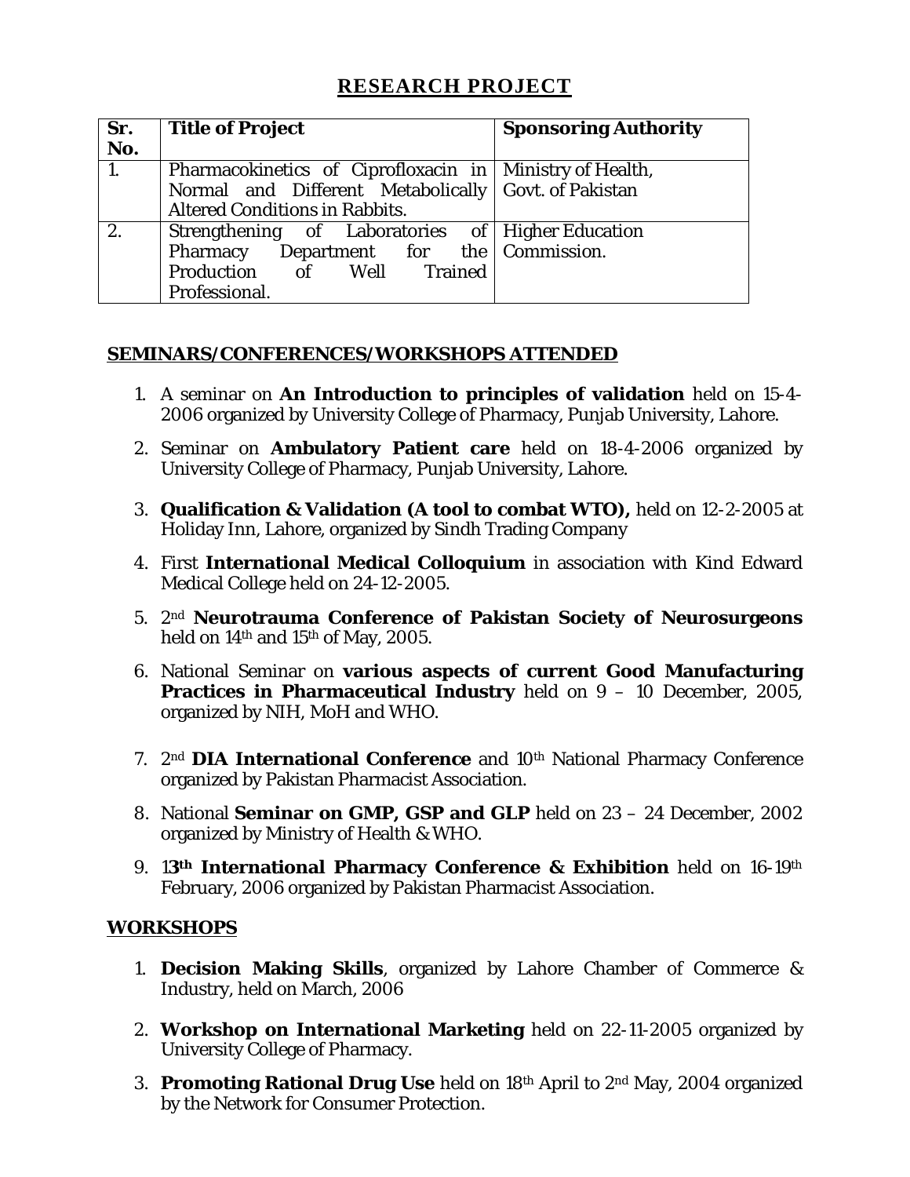## RESEARCH PROJECT

| Sr. No. | Title of Project | Sponsoring Authority |
|---|---|---|
| 1. | Pharmacokinetics of Ciprofloxacin in Normal and Different Metabolically Altered Conditions in Rabbits. | Ministry of Health, Govt. of Pakistan |
| 2. | Strengthening of Laboratories of Pharmacy Department for the Production of Well Trained Professional. | Higher Education Commission. |

## SEMINARS/CONFERENCES/WORKSHOPS ATTENDED

1. A seminar on **An Introduction to principles of validation** held on 15-4-2006 organized by University College of Pharmacy, Punjab University, Lahore.
2. Seminar on **Ambulatory Patient care** held on 18-4-2006 organized by University College of Pharmacy, Punjab University, Lahore.
3. **Qualification & Validation (A tool to combat WTO),** held on 12-2-2005 at Holiday Inn, Lahore, organized by Sindh Trading Company
4. First **International Medical Colloquium** in association with Kind Edward Medical College held on 24-12-2005.
5. 2nd **Neurotrauma Conference of Pakistan Society of Neurosurgeons** held on 14th and 15th of May, 2005.
6. National Seminar on **various aspects of current Good Manufacturing Practices in Pharmaceutical Industry** held on 9 – 10 December, 2005, organized by NIH, MoH and WHO.
7. 2nd **DIA International Conference** and 10th National Pharmacy Conference organized by Pakistan Pharmacist Association.
8. National **Seminar on GMP, GSP and GLP** held on 23 – 24 December, 2002 organized by Ministry of Health & WHO.
9. 1**3th International Pharmacy Conference & Exhibition** held on 16-19th February, 2006 organized by Pakistan Pharmacist Association.

## WORKSHOPS

1. **Decision Making Skills**, organized by Lahore Chamber of Commerce & Industry, held on March, 2006
2. **Workshop on International Marketing** held on 22-11-2005 organized by University College of Pharmacy.
3. **Promoting Rational Drug Use** held on 18th April to 2nd May, 2004 organized by the Network for Consumer Protection.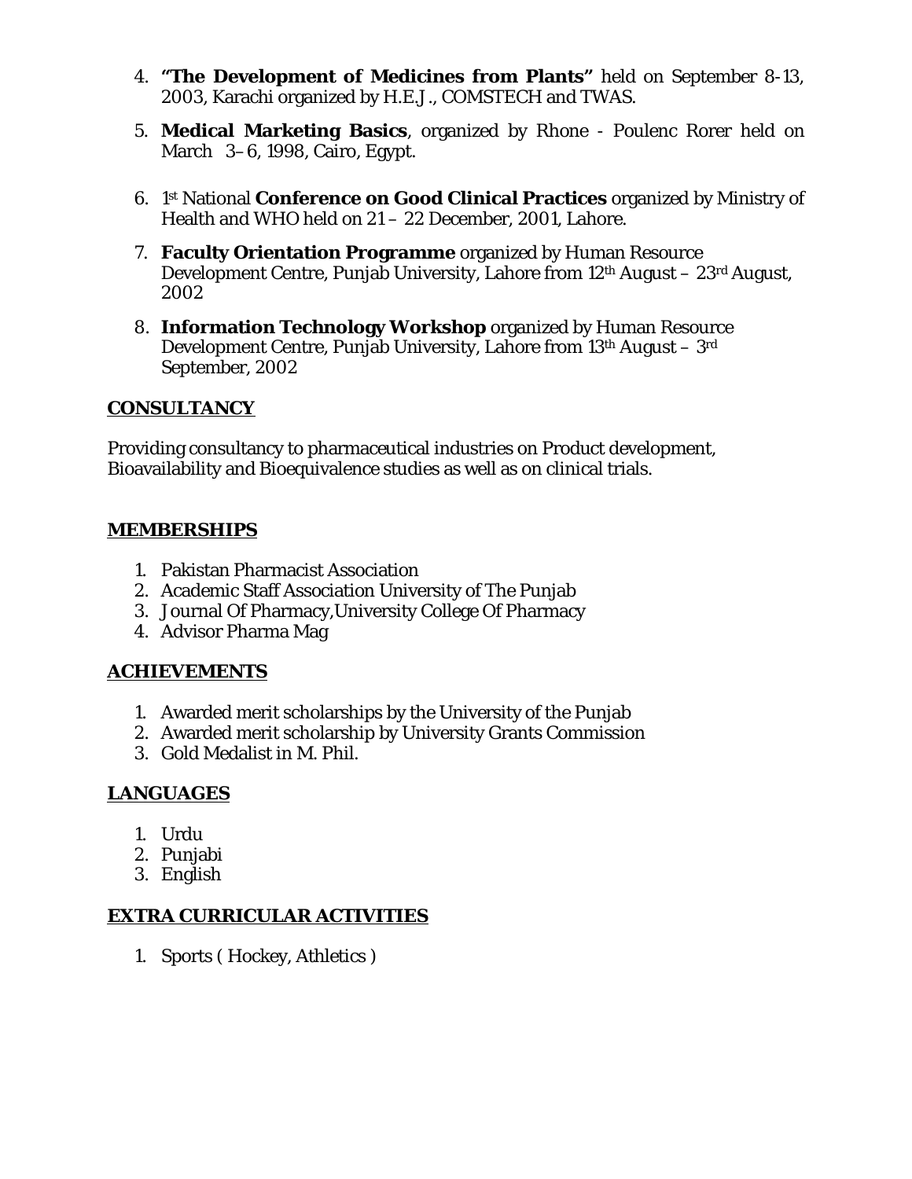4. **"The Development of Medicines from Plants"** held on September 8-13, 2003, Karachi organized by H.E.J., COMSTECH and TWAS.

5. **Medical Marketing Basics**, organized by Rhone - Poulenc Rorer held on March 3–6, 1998, Cairo, Egypt.

6. 1st National **Conference on Good Clinical Practices** organized by Ministry of Health and WHO held on 21 – 22 December, 2001, Lahore.

7. **Faculty Orientation Programme** organized by Human Resource Development Centre, Punjab University, Lahore from 12th August – 23rd August, 2002

8. **Information Technology Workshop** organized by Human Resource Development Centre, Punjab University, Lahore from 13th August – 3rd September, 2002

## CONSULTANCY

Providing consultancy to pharmaceutical industries on Product development, Bioavailability and Bioequivalence studies as well as on clinical trials.

## MEMBERSHIPS

1. Pakistan Pharmacist Association
2. Academic Staff Association University of The Punjab
3. Journal Of Pharmacy,University College Of Pharmacy
4. Advisor Pharma Mag

## ACHIEVEMENTS

1. Awarded merit scholarships by the University of the Punjab
2. Awarded merit scholarship by University Grants Commission
3. Gold Medalist in M. Phil.

## LANGUAGES

1. Urdu
2. Punjabi
3. English

## EXTRA CURRICULAR ACTIVITIES

1. Sports ( Hockey, Athletics )